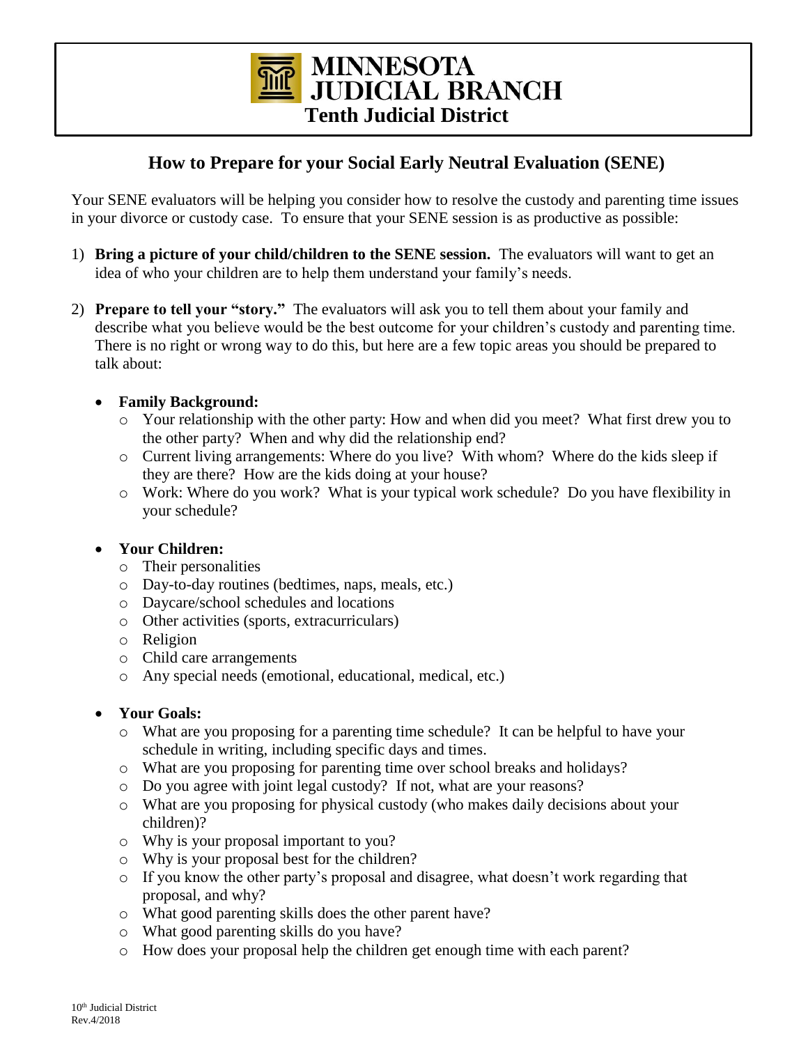# MINNESOTA JUDICIAL BRANCH

## Tenth Judicial District

## How to Prepare for your Social Early Neutral Evaluation (SENE)

Your SENE evaluators will be helping you consider how to resolve the custody and parenting time issues in your divorce or custody case. To ensure that your SENE session is as productive as possible:

1) **Bring a picture of your child/children to the SENE session.** The evaluators will want to get an idea of who your children are to help them understand your family's needs.

2) **Prepare to tell your "story."** The evaluators will ask you to tell them about your family and describe what you believe would be the best outcome for your children's custody and parenting time. There is no right or wrong way to do this, but here are a few topic areas you should be prepared to talk about:

   - **Family Background:**
     - Your relationship with the other party: How and when did you meet? What first drew you to the other party? When and why did the relationship end?
     - Current living arrangements: Where do you live? With whom? Where do the kids sleep if they are there? How are the kids doing at your house?
     - Work: Where do you work? What is your typical work schedule? Do you have flexibility in your schedule?

   - **Your Children:**
     - Their personalities
     - Day-to-day routines (bedtimes, naps, meals, etc.)
     - Daycare/school schedules and locations
     - Other activities (sports, extracurriculars)
     - Religion
     - Child care arrangements
     - Any special needs (emotional, educational, medical, etc.)

   - **Your Goals:**
     - What are you proposing for a parenting time schedule? It can be helpful to have your schedule in writing, including specific days and times.
     - What are you proposing for parenting time over school breaks and holidays?
     - Do you agree with joint legal custody? If not, what are your reasons?
     - What are you proposing for physical custody (who makes daily decisions about your children)?
     - Why is your proposal important to you?
     - Why is your proposal best for the children?
     - If you know the other party's proposal and disagree, what doesn't work regarding that proposal, and why?
     - What good parenting skills does the other parent have?
     - What good parenting skills do you have?
     - How does your proposal help the children get enough time with each parent?

10th Judicial District
Rev.4/2018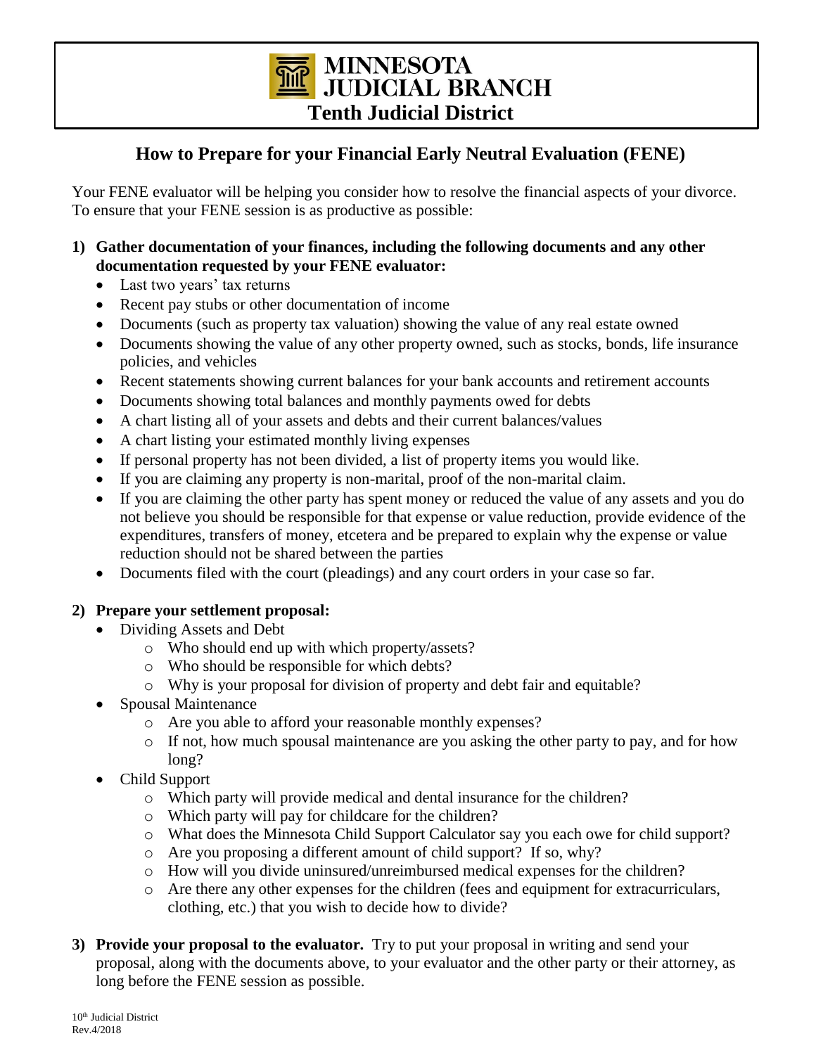**MINNESOTA JUDICIAL BRANCH**

**Tenth Judicial District**

# How to Prepare for your Financial Early Neutral Evaluation (FENE)

Your FENE evaluator will be helping you consider how to resolve the financial aspects of your divorce. To ensure that your FENE session is as productive as possible:

1) **Gather documentation of your finances, including the following documents and any other documentation requested by your FENE evaluator:**
   - Last two years' tax returns
   - Recent pay stubs or other documentation of income
   - Documents (such as property tax valuation) showing the value of any real estate owned
   - Documents showing the value of any other property owned, such as stocks, bonds, life insurance policies, and vehicles
   - Recent statements showing current balances for your bank accounts and retirement accounts
   - Documents showing total balances and monthly payments owed for debts
   - A chart listing all of your assets and debts and their current balances/values
   - A chart listing your estimated monthly living expenses
   - If personal property has not been divided, a list of property items you would like.
   - If you are claiming any property is non-marital, proof of the non-marital claim.
   - If you are claiming the other party has spent money or reduced the value of any assets and you do not believe you should be responsible for that expense or value reduction, provide evidence of the expenditures, transfers of money, etcetera and be prepared to explain why the expense or value reduction should not be shared between the parties
   - Documents filed with the court (pleadings) and any court orders in your case so far.

2) **Prepare your settlement proposal:**
   - Dividing Assets and Debt
     - Who should end up with which property/assets?
     - Who should be responsible for which debts?
     - Why is your proposal for division of property and debt fair and equitable?
   - Spousal Maintenance
     - Are you able to afford your reasonable monthly expenses?
     - If not, how much spousal maintenance are you asking the other party to pay, and for how long?
   - Child Support
     - Which party will provide medical and dental insurance for the children?
     - Which party will pay for childcare for the children?
     - What does the Minnesota Child Support Calculator say you each owe for child support?
     - Are you proposing a different amount of child support? If so, why?
     - How will you divide uninsured/unreimbursed medical expenses for the children?
     - Are there any other expenses for the children (fees and equipment for extracurriculars, clothing, etc.) that you wish to decide how to divide?

3) **Provide your proposal to the evaluator.** Try to put your proposal in writing and send your proposal, along with the documents above, to your evaluator and the other party or their attorney, as long before the FENE session as possible.

10th Judicial District
Rev.4/2018